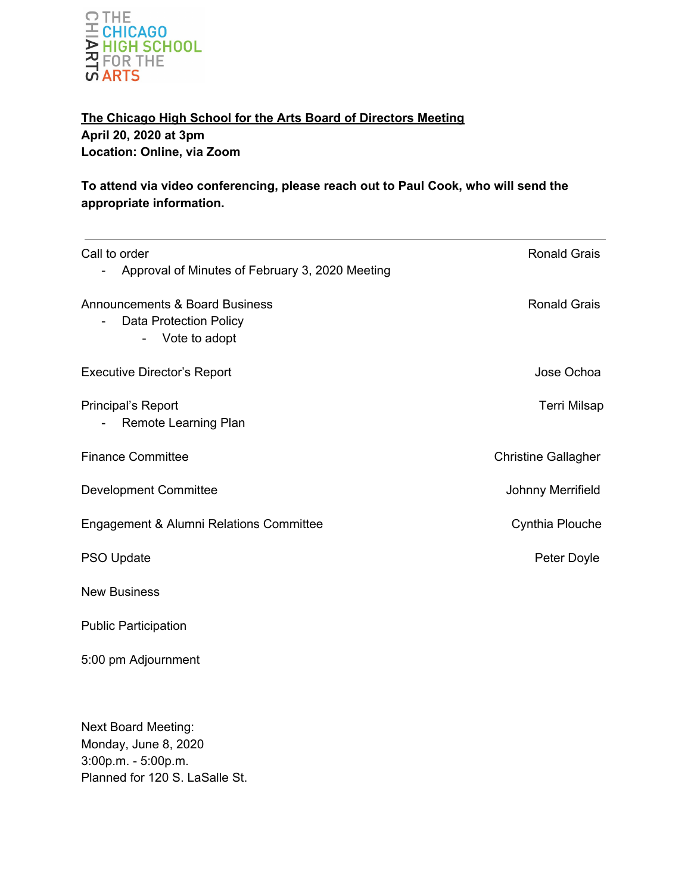THE CHICAGO HIGH SCHOOL FOR THE ARTS

**<u>The Chicago High School for the Arts Board of Directors Meeting</u>**
**April 20, 2020 at 3pm**
**Location: Online, via Zoom**

**To attend via video conferencing, please reach out to Paul Cook, who will send the appropriate information.**

---

Call to order — Ronald Grais

- Approval of Minutes of February 3, 2020 Meeting

Announcements & Board Business — Ronald Grais

- Data Protection Policy
  - Vote to adopt

Executive Director's Report — Jose Ochoa

Principal's Report — Terri Milsap

- Remote Learning Plan

Finance Committee — Christine Gallagher

Development Committee — Johnny Merrifield

Engagement & Alumni Relations Committee — Cynthia Plouche

PSO Update — Peter Doyle

New Business

Public Participation

5:00 pm Adjournment

Next Board Meeting:
Monday, June 8, 2020
3:00p.m. - 5:00p.m.
Planned for 120 S. LaSalle St.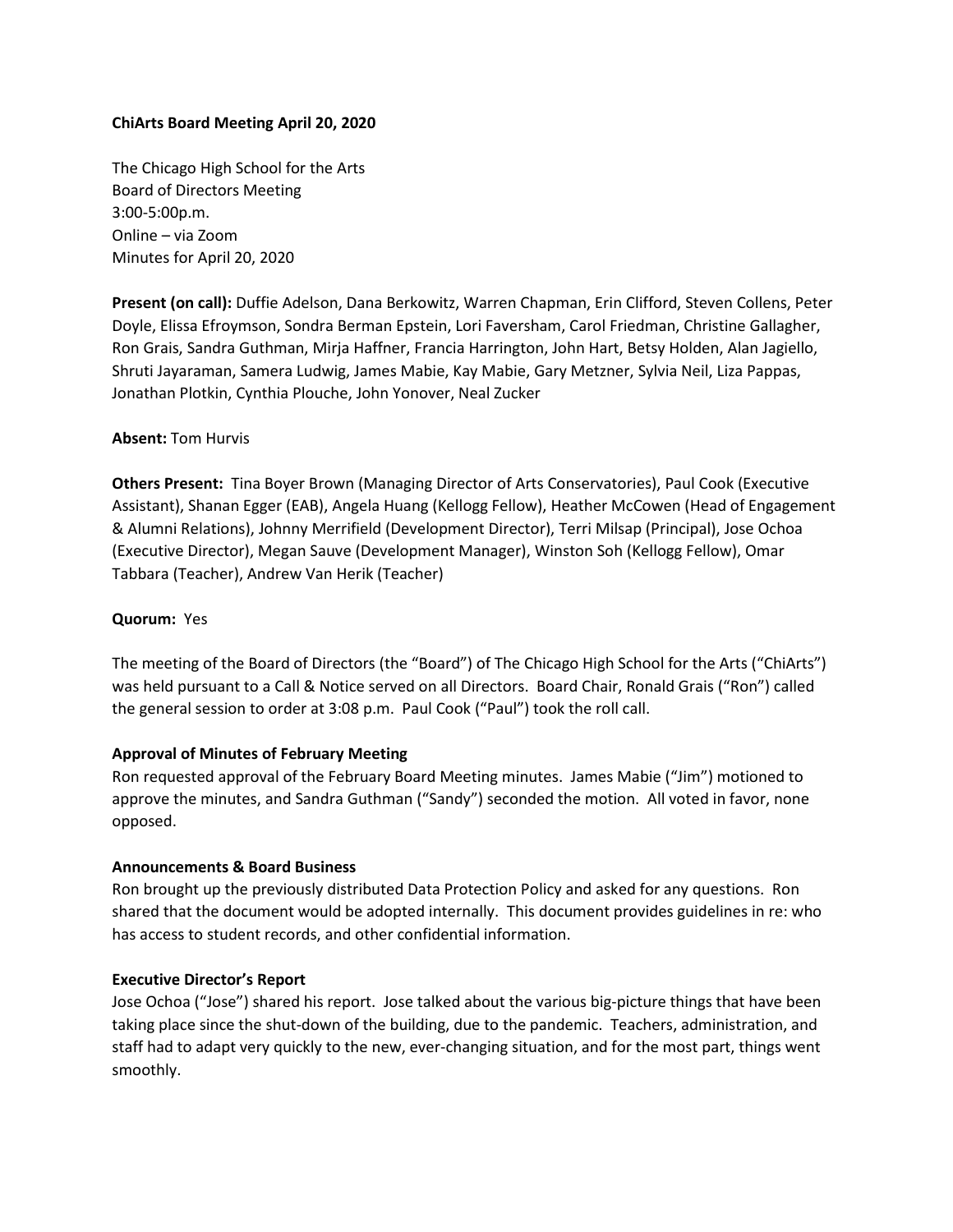**ChiArts Board Meeting April 20, 2020**

The Chicago High School for the Arts
Board of Directors Meeting
3:00-5:00p.m.
Online – via Zoom
Minutes for April 20, 2020

**Present (on call):** Duffie Adelson, Dana Berkowitz, Warren Chapman, Erin Clifford, Steven Collens, Peter Doyle, Elissa Efroymson, Sondra Berman Epstein, Lori Faversham, Carol Friedman, Christine Gallagher, Ron Grais, Sandra Guthman, Mirja Haffner, Francia Harrington, John Hart, Betsy Holden, Alan Jagiello, Shruti Jayaraman, Samera Ludwig, James Mabie, Kay Mabie, Gary Metzner, Sylvia Neil, Liza Pappas, Jonathan Plotkin, Cynthia Plouche, John Yonover, Neal Zucker

**Absent:** Tom Hurvis

**Others Present:** Tina Boyer Brown (Managing Director of Arts Conservatories), Paul Cook (Executive Assistant), Shanan Egger (EAB), Angela Huang (Kellogg Fellow), Heather McCowen (Head of Engagement & Alumni Relations), Johnny Merrifield (Development Director), Terri Milsap (Principal), Jose Ochoa (Executive Director), Megan Sauve (Development Manager), Winston Soh (Kellogg Fellow), Omar Tabbara (Teacher), Andrew Van Herik (Teacher)

**Quorum:** Yes

The meeting of the Board of Directors (the "Board") of The Chicago High School for the Arts ("ChiArts") was held pursuant to a Call & Notice served on all Directors. Board Chair, Ronald Grais ("Ron") called the general session to order at 3:08 p.m. Paul Cook ("Paul") took the roll call.

**Approval of Minutes of February Meeting**

Ron requested approval of the February Board Meeting minutes. James Mabie ("Jim") motioned to approve the minutes, and Sandra Guthman ("Sandy") seconded the motion. All voted in favor, none opposed.

**Announcements & Board Business**

Ron brought up the previously distributed Data Protection Policy and asked for any questions. Ron shared that the document would be adopted internally. This document provides guidelines in re: who has access to student records, and other confidential information.

**Executive Director's Report**

Jose Ochoa ("Jose") shared his report. Jose talked about the various big-picture things that have been taking place since the shut-down of the building, due to the pandemic. Teachers, administration, and staff had to adapt very quickly to the new, ever-changing situation, and for the most part, things went smoothly.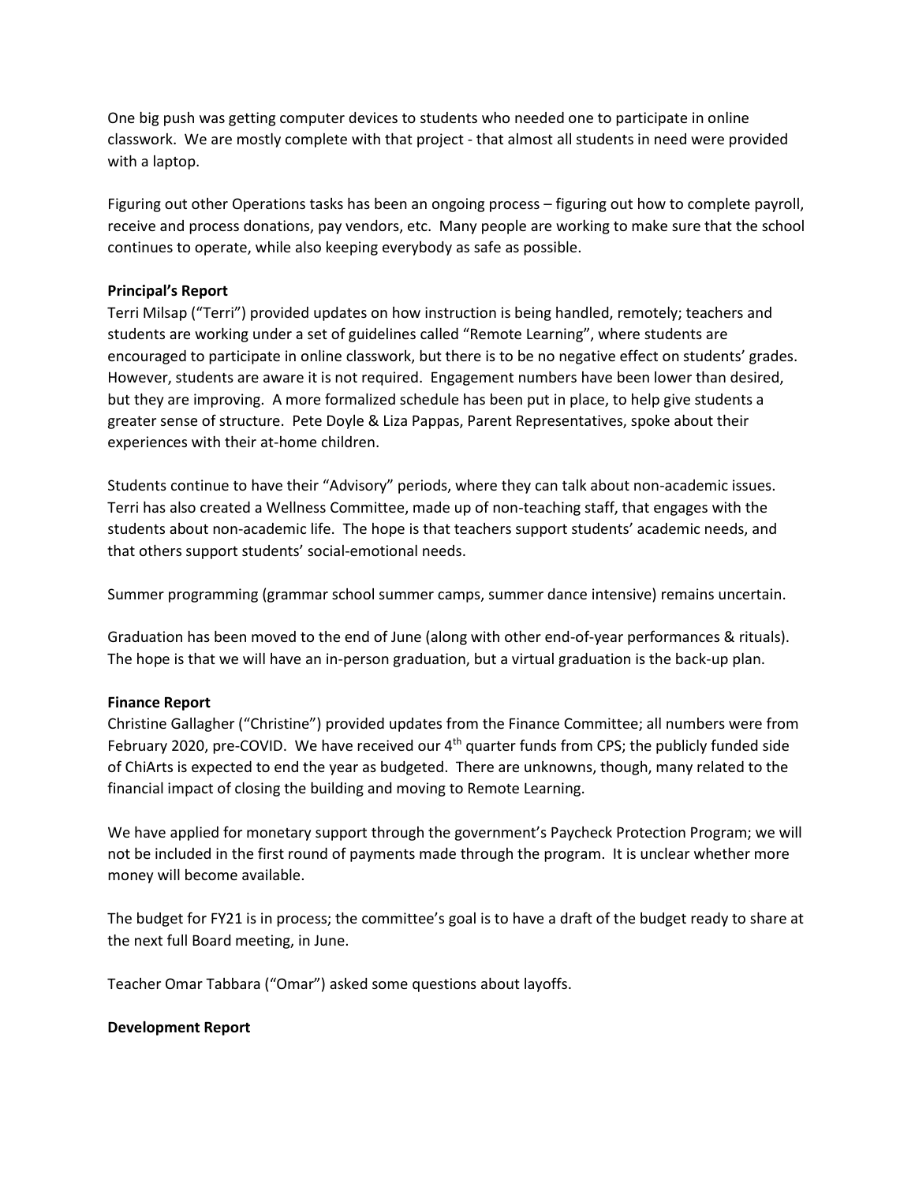One big push was getting computer devices to students who needed one to participate in online classwork. We are mostly complete with that project - that almost all students in need were provided with a laptop.

Figuring out other Operations tasks has been an ongoing process – figuring out how to complete payroll, receive and process donations, pay vendors, etc. Many people are working to make sure that the school continues to operate, while also keeping everybody as safe as possible.

**Principal's Report**

Terri Milsap ("Terri") provided updates on how instruction is being handled, remotely; teachers and students are working under a set of guidelines called "Remote Learning", where students are encouraged to participate in online classwork, but there is to be no negative effect on students' grades. However, students are aware it is not required. Engagement numbers have been lower than desired, but they are improving. A more formalized schedule has been put in place, to help give students a greater sense of structure. Pete Doyle & Liza Pappas, Parent Representatives, spoke about their experiences with their at-home children.

Students continue to have their "Advisory" periods, where they can talk about non-academic issues. Terri has also created a Wellness Committee, made up of non-teaching staff, that engages with the students about non-academic life. The hope is that teachers support students' academic needs, and that others support students' social-emotional needs.

Summer programming (grammar school summer camps, summer dance intensive) remains uncertain.

Graduation has been moved to the end of June (along with other end-of-year performances & rituals). The hope is that we will have an in-person graduation, but a virtual graduation is the back-up plan.

**Finance Report**

Christine Gallagher ("Christine") provided updates from the Finance Committee; all numbers were from February 2020, pre-COVID. We have received our 4th quarter funds from CPS; the publicly funded side of ChiArts is expected to end the year as budgeted. There are unknowns, though, many related to the financial impact of closing the building and moving to Remote Learning.

We have applied for monetary support through the government's Paycheck Protection Program; we will not be included in the first round of payments made through the program. It is unclear whether more money will become available.

The budget for FY21 is in process; the committee's goal is to have a draft of the budget ready to share at the next full Board meeting, in June.

Teacher Omar Tabbara ("Omar") asked some questions about layoffs.

**Development Report**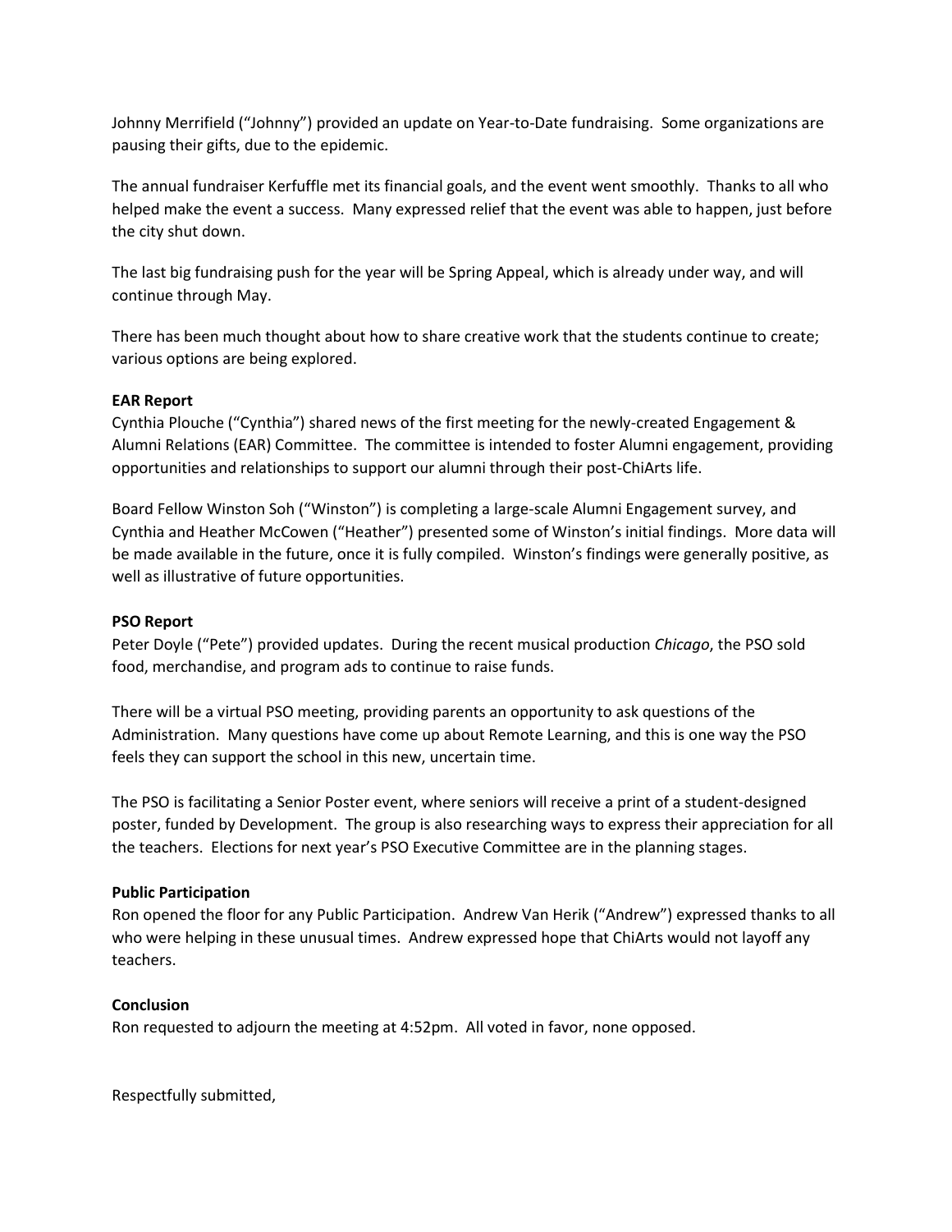Johnny Merrifield ("Johnny") provided an update on Year-to-Date fundraising. Some organizations are pausing their gifts, due to the epidemic.

The annual fundraiser Kerfuffle met its financial goals, and the event went smoothly. Thanks to all who helped make the event a success. Many expressed relief that the event was able to happen, just before the city shut down.

The last big fundraising push for the year will be Spring Appeal, which is already under way, and will continue through May.

There has been much thought about how to share creative work that the students continue to create; various options are being explored.

**EAR Report**

Cynthia Plouche ("Cynthia") shared news of the first meeting for the newly-created Engagement & Alumni Relations (EAR) Committee. The committee is intended to foster Alumni engagement, providing opportunities and relationships to support our alumni through their post-ChiArts life.

Board Fellow Winston Soh ("Winston") is completing a large-scale Alumni Engagement survey, and Cynthia and Heather McCowen ("Heather") presented some of Winston's initial findings. More data will be made available in the future, once it is fully compiled. Winston's findings were generally positive, as well as illustrative of future opportunities.

**PSO Report**

Peter Doyle ("Pete") provided updates. During the recent musical production *Chicago*, the PSO sold food, merchandise, and program ads to continue to raise funds.

There will be a virtual PSO meeting, providing parents an opportunity to ask questions of the Administration. Many questions have come up about Remote Learning, and this is one way the PSO feels they can support the school in this new, uncertain time.

The PSO is facilitating a Senior Poster event, where seniors will receive a print of a student-designed poster, funded by Development. The group is also researching ways to express their appreciation for all the teachers. Elections for next year's PSO Executive Committee are in the planning stages.

**Public Participation**

Ron opened the floor for any Public Participation. Andrew Van Herik ("Andrew") expressed thanks to all who were helping in these unusual times. Andrew expressed hope that ChiArts would not layoff any teachers.

**Conclusion**

Ron requested to adjourn the meeting at 4:52pm. All voted in favor, none opposed.

Respectfully submitted,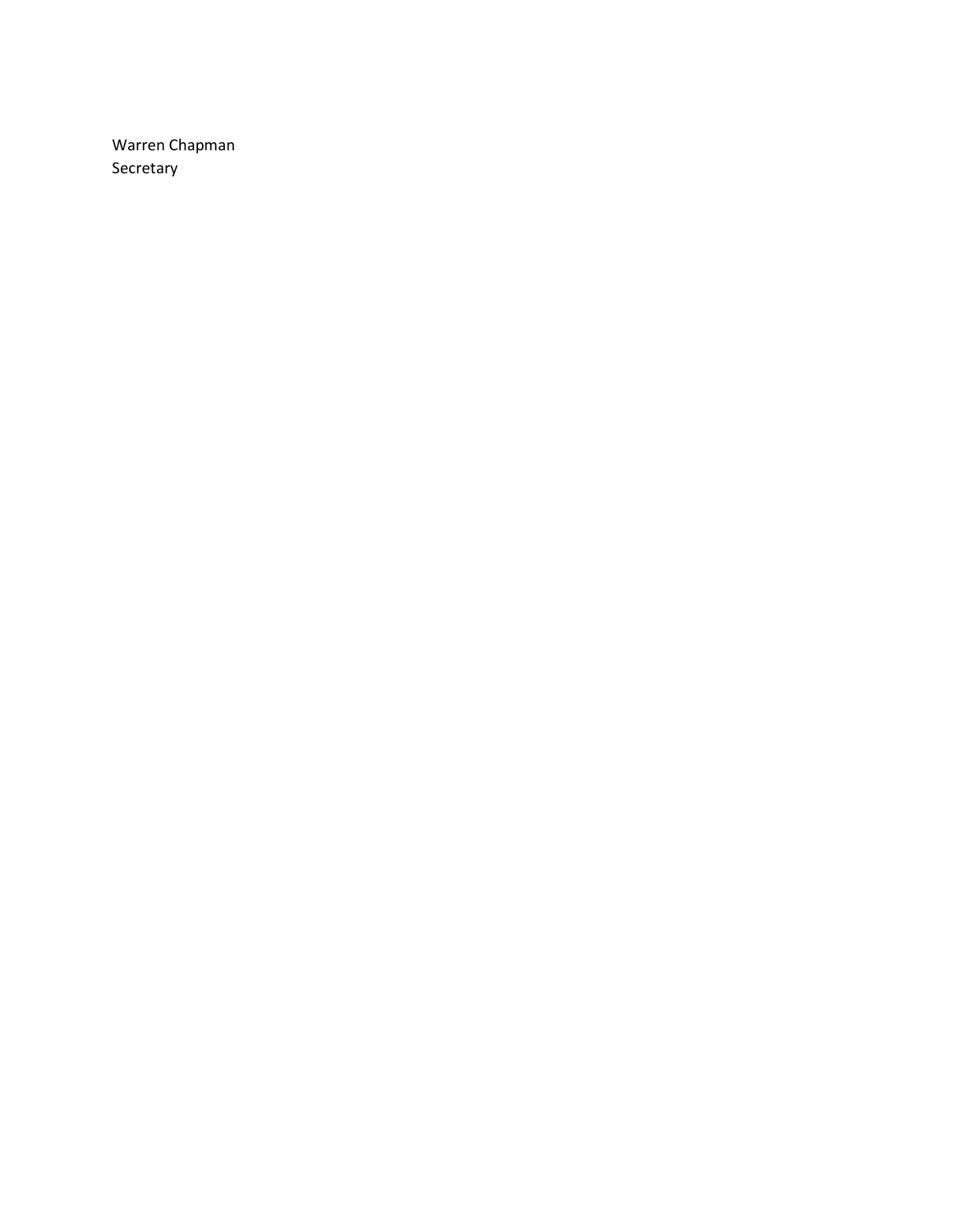Warren Chapman
Secretary